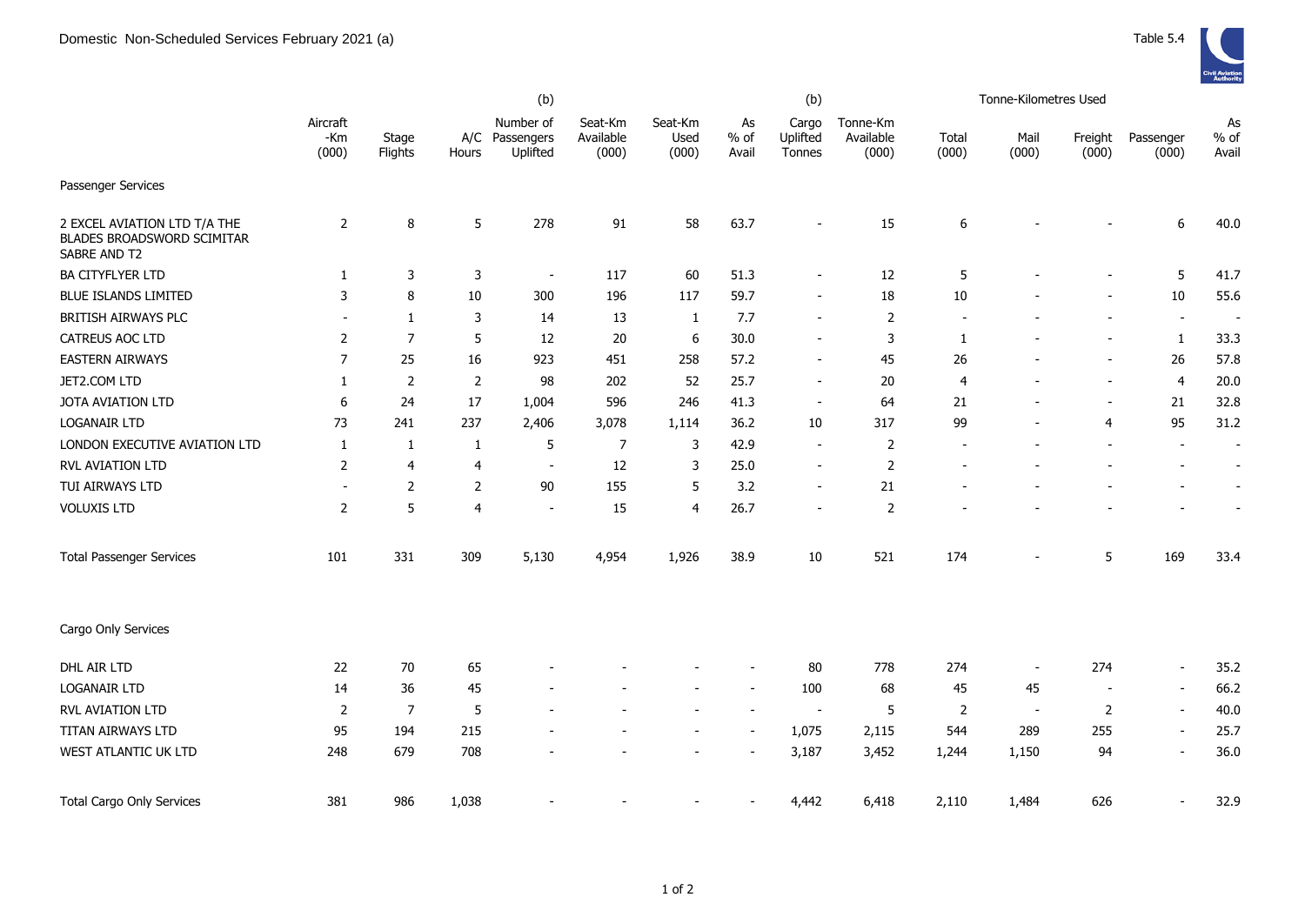Domestic Non-Scheduled Services February 2021 (a)

Table 5.4

| | Aircraft -Km (000) | Stage Flights | A/C Hours | (b) Number of Passengers Uplifted | Seat-Km Available (000) | Seat-Km Used (000) | As % of Avail | (b) Cargo Uplifted Tonnes | Tonne-Km Available (000) | Tonne-Kilometres Used Total (000) | Mail (000) | Freight (000) | Passenger (000) | As % of Avail |
|---|---|---|---|---|---|---|---|---|---|---|---|---|---|---|
| Passenger Services | | | | | | | | | | | | | | |
| 2 EXCEL AVIATION LTD T/A THE BLADES BROADSWORD SCIMITAR SABRE AND T2 | 2 | 8 | 5 | 278 | 91 | 58 | 63.7 | - | 15 | 6 | - | - | 6 | 40.0 |
| BA CITYFLYER LTD | 1 | 3 | 3 | - | 117 | 60 | 51.3 | - | 12 | 5 | - | - | 5 | 41.7 |
| BLUE ISLANDS LIMITED | 3 | 8 | 10 | 300 | 196 | 117 | 59.7 | - | 18 | 10 | - | - | 10 | 55.6 |
| BRITISH AIRWAYS PLC | - | 1 | 3 | 14 | 13 | 1 | 7.7 | - | 2 | - | - | - | - | - |
| CATREUS AOC LTD | 2 | 7 | 5 | 12 | 20 | 6 | 30.0 | - | 3 | 1 | - | - | 1 | 33.3 |
| EASTERN AIRWAYS | 7 | 25 | 16 | 923 | 451 | 258 | 57.2 | - | 45 | 26 | - | - | 26 | 57.8 |
| JET2.COM LTD | 1 | 2 | 2 | 98 | 202 | 52 | 25.7 | - | 20 | 4 | - | - | 4 | 20.0 |
| JOTA AVIATION LTD | 6 | 24 | 17 | 1,004 | 596 | 246 | 41.3 | - | 64 | 21 | - | - | 21 | 32.8 |
| LOGANAIR LTD | 73 | 241 | 237 | 2,406 | 3,078 | 1,114 | 36.2 | 10 | 317 | 99 | - | 4 | 95 | 31.2 |
| LONDON EXECUTIVE AVIATION LTD | 1 | 1 | 1 | 5 | 7 | 3 | 42.9 | - | 2 | - | - | - | - | - |
| RVL AVIATION LTD | 2 | 4 | 4 | - | 12 | 3 | 25.0 | - | 2 | - | - | - | - | - |
| TUI AIRWAYS LTD | - | 2 | 2 | 90 | 155 | 5 | 3.2 | - | 21 | - | - | - | - | - |
| VOLUXIS LTD | 2 | 5 | 4 | - | 15 | 4 | 26.7 | - | 2 | - | - | - | - | - |
| Total Passenger Services | 101 | 331 | 309 | 5,130 | 4,954 | 1,926 | 38.9 | 10 | 521 | 174 | - | 5 | 169 | 33.4 |
| Cargo Only Services | | | | | | | | | | | | | | |
| DHL AIR LTD | 22 | 70 | 65 | - | - | - | - | 80 | 778 | 274 | - | 274 | - | 35.2 |
| LOGANAIR LTD | 14 | 36 | 45 | - | - | - | - | 100 | 68 | 45 | 45 | - | - | 66.2 |
| RVL AVIATION LTD | 2 | 7 | 5 | - | - | - | - | - | 5 | 2 | - | 2 | - | 40.0 |
| TITAN AIRWAYS LTD | 95 | 194 | 215 | - | - | - | - | 1,075 | 2,115 | 544 | 289 | 255 | - | 25.7 |
| WEST ATLANTIC UK LTD | 248 | 679 | 708 | - | - | - | - | 3,187 | 3,452 | 1,244 | 1,150 | 94 | - | 36.0 |
| Total Cargo Only Services | 381 | 986 | 1,038 | - | - | - | - | 4,442 | 6,418 | 2,110 | 1,484 | 626 | - | 32.9 |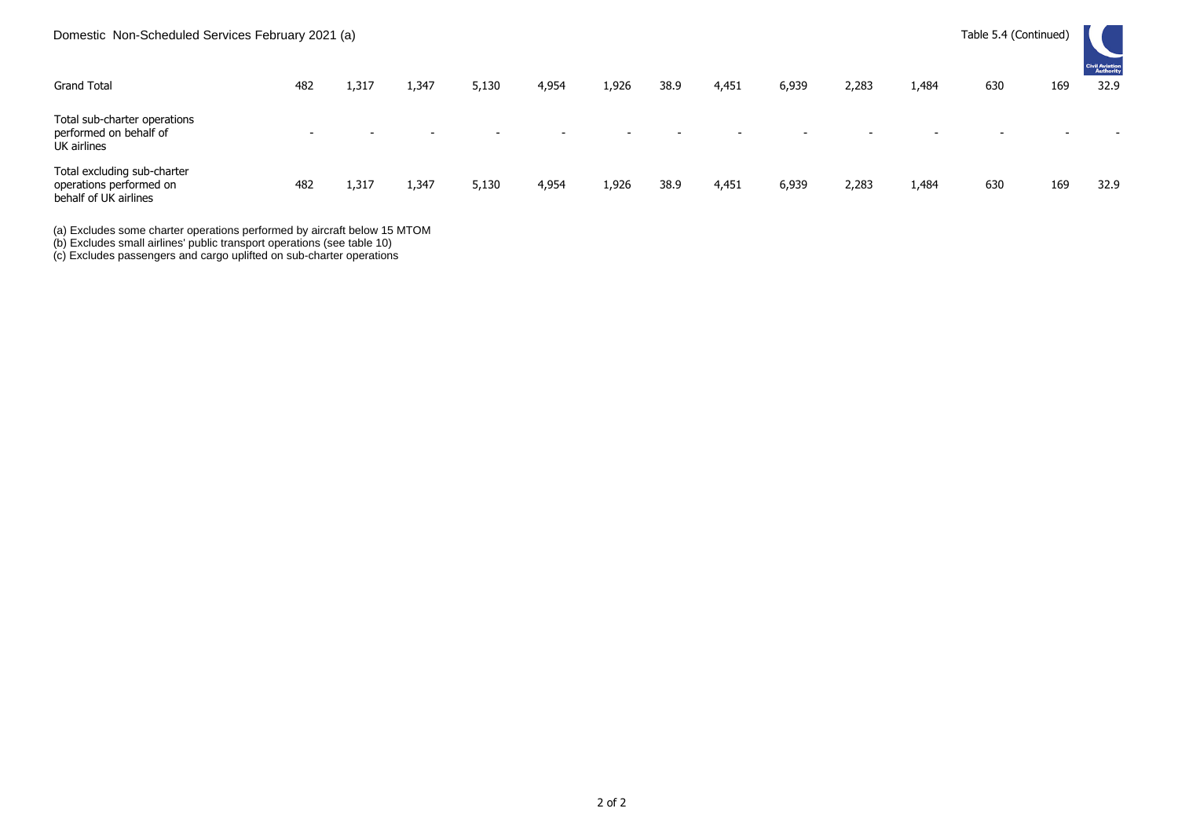Domestic Non-Scheduled Services February 2021 (a)

Table 5.4 (Continued)

| | | | | | | | | | | | | | | |
|---|---|---|---|---|---|---|---|---|---|---|---|---|---|---|
| Grand Total | 482 | 1,317 | 1,347 | 5,130 | 4,954 | 1,926 | 38.9 | 4,451 | 6,939 | 2,283 | 1,484 | 630 | 169 | 32.9 |
| Total sub-charter operations performed on behalf of UK airlines | - | - | - | - | - | - | - | - | - | - | - | - | - | - |
| Total excluding sub-charter operations performed on behalf of UK airlines | 482 | 1,317 | 1,347 | 5,130 | 4,954 | 1,926 | 38.9 | 4,451 | 6,939 | 2,283 | 1,484 | 630 | 169 | 32.9 |

(a) Excludes some charter operations performed by aircraft below 15 MTOM
(b) Excludes small airlines' public transport operations (see table 10)
(c) Excludes passengers and cargo uplifted on sub-charter operations